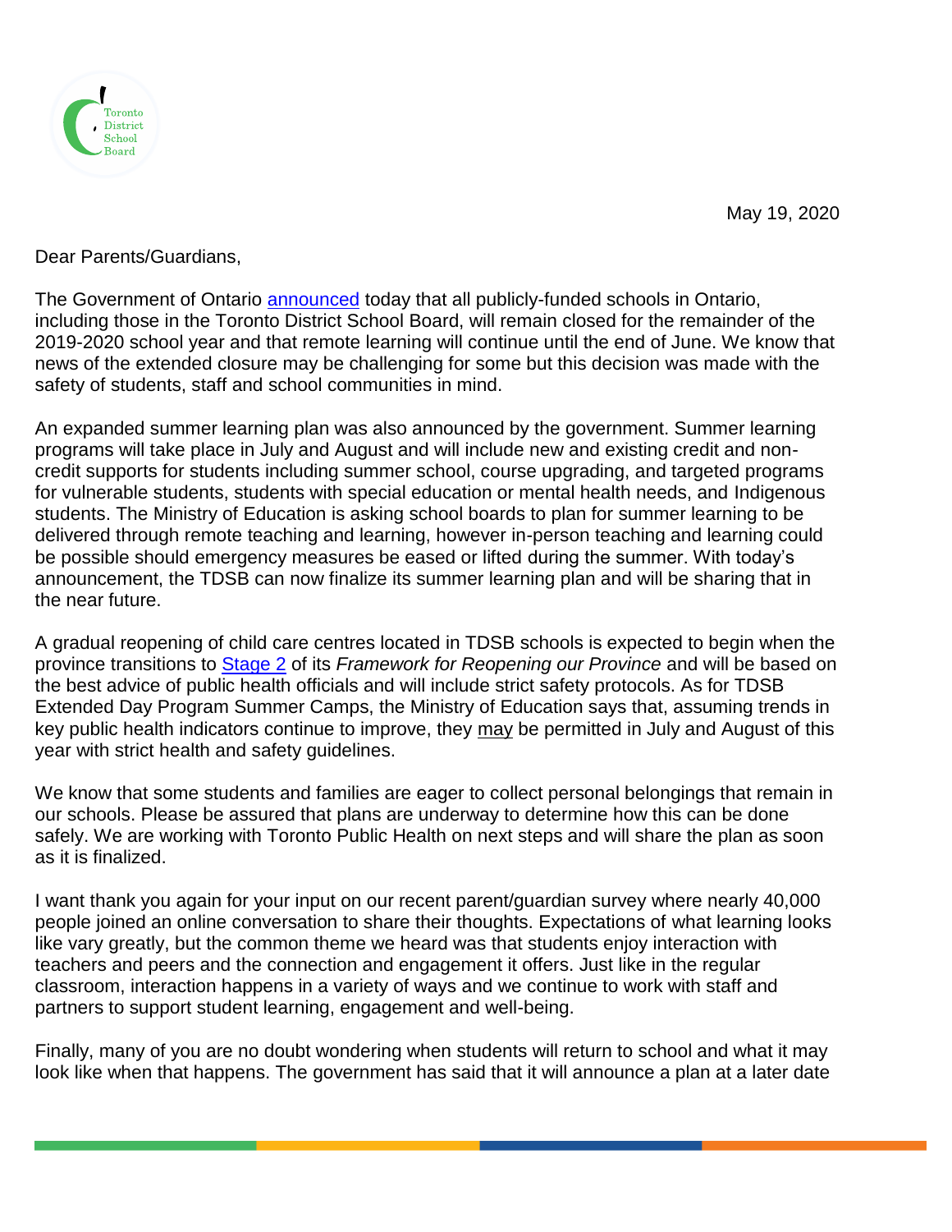Toronto District School Board

May 19, 2020

Dear Parents/Guardians,

The Government of Ontario announced today that all publicly-funded schools in Ontario, including those in the Toronto District School Board, will remain closed for the remainder of the 2019-2020 school year and that remote learning will continue until the end of June. We know that news of the extended closure may be challenging for some but this decision was made with the safety of students, staff and school communities in mind.

An expanded summer learning plan was also announced by the government. Summer learning programs will take place in July and August and will include new and existing credit and non-credit supports for students including summer school, course upgrading, and targeted programs for vulnerable students, students with special education or mental health needs, and Indigenous students. The Ministry of Education is asking school boards to plan for summer learning to be delivered through remote teaching and learning, however in-person teaching and learning could be possible should emergency measures be eased or lifted during the summer. With today's announcement, the TDSB can now finalize its summer learning plan and will be sharing that in the near future.

A gradual reopening of child care centres located in TDSB schools is expected to begin when the province transitions to Stage 2 of its *Framework for Reopening our Province* and will be based on the best advice of public health officials and will include strict safety protocols. As for TDSB Extended Day Program Summer Camps, the Ministry of Education says that, assuming trends in key public health indicators continue to improve, they may be permitted in July and August of this year with strict health and safety guidelines.

We know that some students and families are eager to collect personal belongings that remain in our schools. Please be assured that plans are underway to determine how this can be done safely. We are working with Toronto Public Health on next steps and will share the plan as soon as it is finalized.

I want thank you again for your input on our recent parent/guardian survey where nearly 40,000 people joined an online conversation to share their thoughts. Expectations of what learning looks like vary greatly, but the common theme we heard was that students enjoy interaction with teachers and peers and the connection and engagement it offers. Just like in the regular classroom, interaction happens in a variety of ways and we continue to work with staff and partners to support student learning, engagement and well-being.

Finally, many of you are no doubt wondering when students will return to school and what it may look like when that happens. The government has said that it will announce a plan at a later date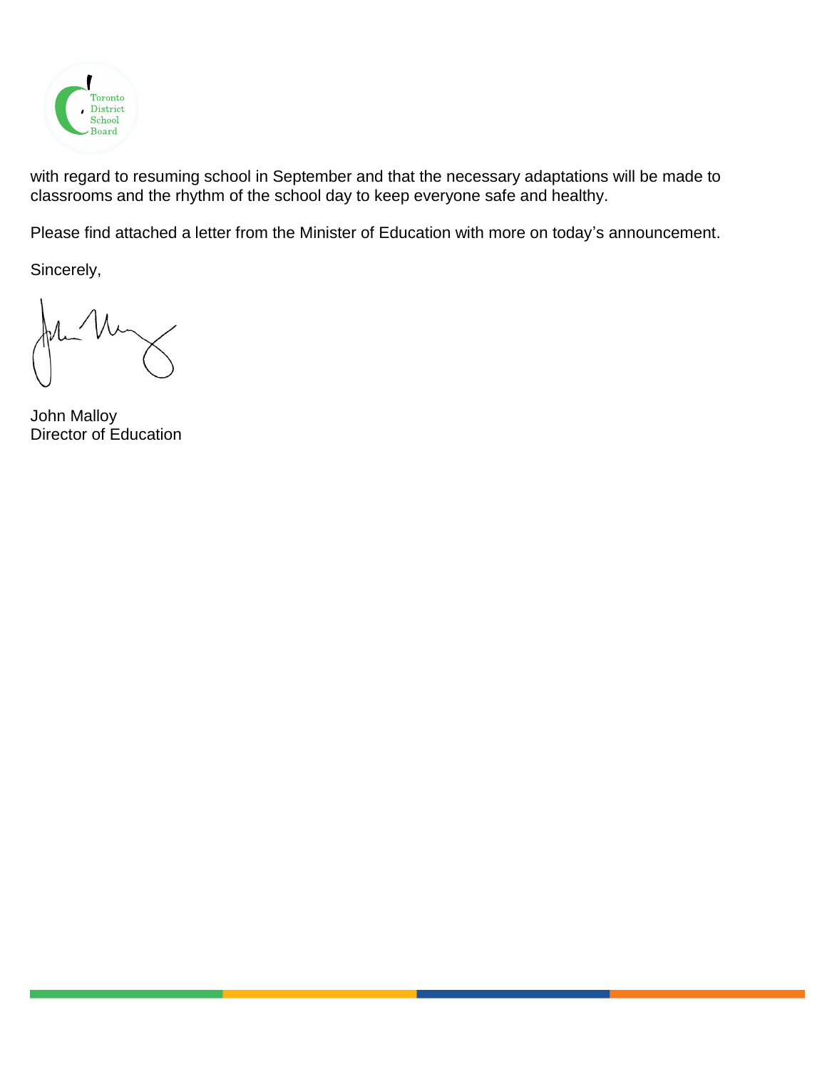with regard to resuming school in September and that the necessary adaptations will be made to classrooms and the rhythm of the school day to keep everyone safe and healthy.

Please find attached a letter from the Minister of Education with more on today's announcement.

Sincerely,

John Malloy
Director of Education